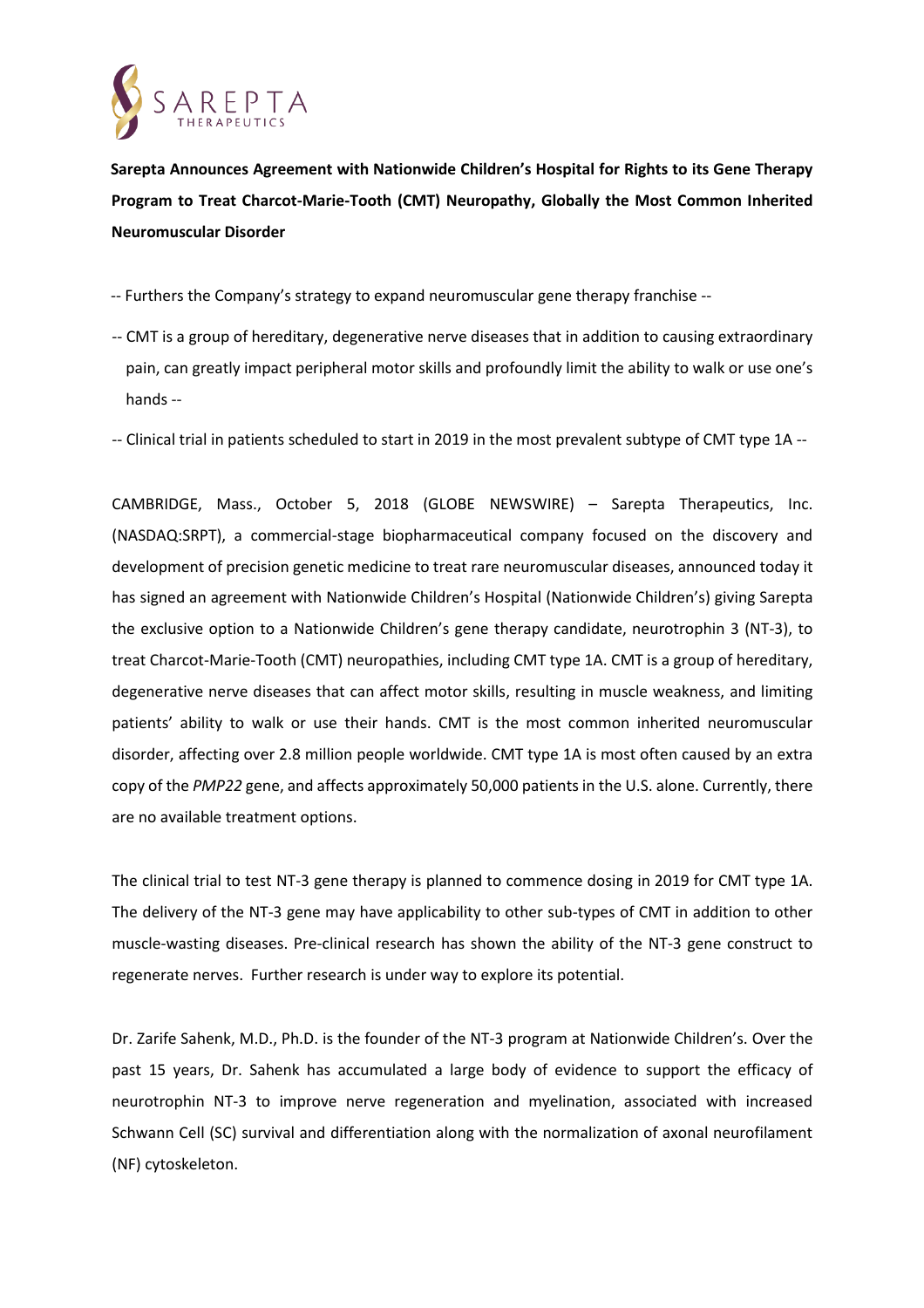**Sarepta Announces Agreement with Nationwide Children's Hospital for Rights to its Gene Therapy Program to Treat Charcot-Marie-Tooth (CMT) Neuropathy, Globally the Most Common Inherited Neuromuscular Disorder**

-- Furthers the Company's strategy to expand neuromuscular gene therapy franchise --

-- CMT is a group of hereditary, degenerative nerve diseases that in addition to causing extraordinary pain, can greatly impact peripheral motor skills and profoundly limit the ability to walk or use one's hands --

-- Clinical trial in patients scheduled to start in 2019 in the most prevalent subtype of CMT type 1A --

CAMBRIDGE, Mass., October 5, 2018 (GLOBE NEWSWIRE) – Sarepta Therapeutics, Inc. (NASDAQ:SRPT), a commercial-stage biopharmaceutical company focused on the discovery and development of precision genetic medicine to treat rare neuromuscular diseases, announced today it has signed an agreement with Nationwide Children's Hospital (Nationwide Children's) giving Sarepta the exclusive option to a Nationwide Children's gene therapy candidate, neurotrophin 3 (NT-3), to treat Charcot-Marie-Tooth (CMT) neuropathies, including CMT type 1A. CMT is a group of hereditary, degenerative nerve diseases that can affect motor skills, resulting in muscle weakness, and limiting patients' ability to walk or use their hands. CMT is the most common inherited neuromuscular disorder, affecting over 2.8 million people worldwide. CMT type 1A is most often caused by an extra copy of the *PMP22* gene, and affects approximately 50,000 patients in the U.S. alone. Currently, there are no available treatment options.

The clinical trial to test NT-3 gene therapy is planned to commence dosing in 2019 for CMT type 1A. The delivery of the NT-3 gene may have applicability to other sub-types of CMT in addition to other muscle-wasting diseases. Pre-clinical research has shown the ability of the NT-3 gene construct to regenerate nerves. Further research is under way to explore its potential.

Dr. Zarife Sahenk, M.D., Ph.D. is the founder of the NT-3 program at Nationwide Children's. Over the past 15 years, Dr. Sahenk has accumulated a large body of evidence to support the efficacy of neurotrophin NT-3 to improve nerve regeneration and myelination, associated with increased Schwann Cell (SC) survival and differentiation along with the normalization of axonal neurofilament (NF) cytoskeleton.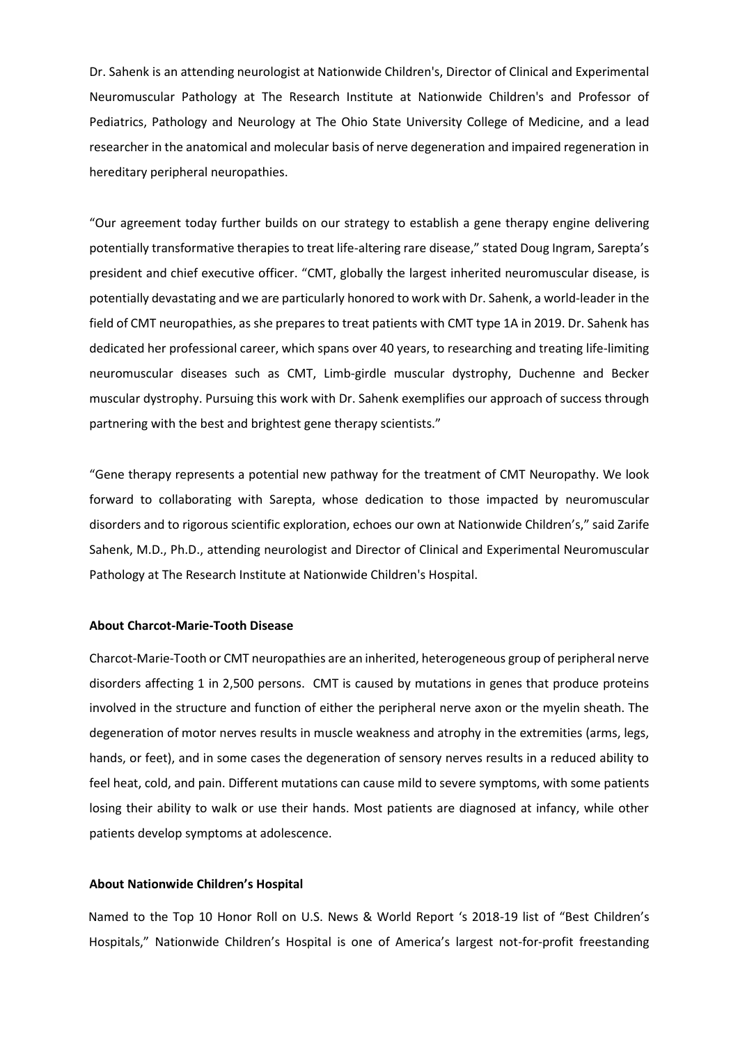Dr. Sahenk is an attending neurologist at Nationwide Children's, Director of Clinical and Experimental Neuromuscular Pathology at The Research Institute at Nationwide Children's and Professor of Pediatrics, Pathology and Neurology at The Ohio State University College of Medicine, and a lead researcher in the anatomical and molecular basis of nerve degeneration and impaired regeneration in hereditary peripheral neuropathies.

"Our agreement today further builds on our strategy to establish a gene therapy engine delivering potentially transformative therapies to treat life-altering rare disease," stated Doug Ingram, Sarepta's president and chief executive officer. "CMT, globally the largest inherited neuromuscular disease, is potentially devastating and we are particularly honored to work with Dr. Sahenk, a world-leader in the field of CMT neuropathies, as she prepares to treat patients with CMT type 1A in 2019. Dr. Sahenk has dedicated her professional career, which spans over 40 years, to researching and treating life-limiting neuromuscular diseases such as CMT, Limb-girdle muscular dystrophy, Duchenne and Becker muscular dystrophy. Pursuing this work with Dr. Sahenk exemplifies our approach of success through partnering with the best and brightest gene therapy scientists."

"Gene therapy represents a potential new pathway for the treatment of CMT Neuropathy. We look forward to collaborating with Sarepta, whose dedication to those impacted by neuromuscular disorders and to rigorous scientific exploration, echoes our own at Nationwide Children's," said Zarife Sahenk, M.D., Ph.D., attending neurologist and Director of Clinical and Experimental Neuromuscular Pathology at The Research Institute at Nationwide Children's Hospital.

**About Charcot-Marie-Tooth Disease**

Charcot-Marie-Tooth or CMT neuropathies are an inherited, heterogeneous group of peripheral nerve disorders affecting 1 in 2,500 persons. CMT is caused by mutations in genes that produce proteins involved in the structure and function of either the peripheral nerve axon or the myelin sheath. The degeneration of motor nerves results in muscle weakness and atrophy in the extremities (arms, legs, hands, or feet), and in some cases the degeneration of sensory nerves results in a reduced ability to feel heat, cold, and pain. Different mutations can cause mild to severe symptoms, with some patients losing their ability to walk or use their hands. Most patients are diagnosed at infancy, while other patients develop symptoms at adolescence.

**About Nationwide Children's Hospital**

Named to the Top 10 Honor Roll on U.S. News & World Report 's 2018-19 list of "Best Children's Hospitals," Nationwide Children's Hospital is one of America's largest not-for-profit freestanding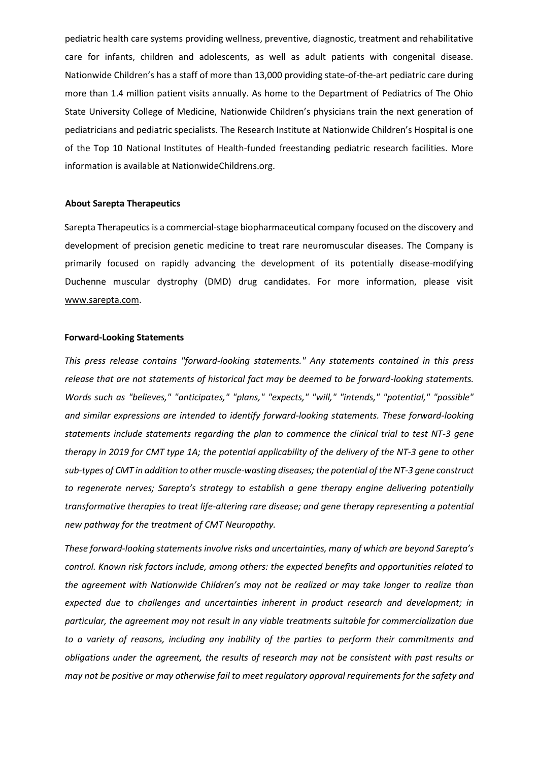pediatric health care systems providing wellness, preventive, diagnostic, treatment and rehabilitative care for infants, children and adolescents, as well as adult patients with congenital disease. Nationwide Children's has a staff of more than 13,000 providing state-of-the-art pediatric care during more than 1.4 million patient visits annually. As home to the Department of Pediatrics of The Ohio State University College of Medicine, Nationwide Children's physicians train the next generation of pediatricians and pediatric specialists. The Research Institute at Nationwide Children's Hospital is one of the Top 10 National Institutes of Health-funded freestanding pediatric research facilities. More information is available at NationwideChildrens.org.

**About Sarepta Therapeutics**

Sarepta Therapeutics is a commercial-stage biopharmaceutical company focused on the discovery and development of precision genetic medicine to treat rare neuromuscular diseases. The Company is primarily focused on rapidly advancing the development of its potentially disease-modifying Duchenne muscular dystrophy (DMD) drug candidates. For more information, please visit www.sarepta.com.

**Forward-Looking Statements**

*This press release contains "forward-looking statements." Any statements contained in this press release that are not statements of historical fact may be deemed to be forward-looking statements. Words such as "believes," "anticipates," "plans," "expects," "will," "intends," "potential," "possible" and similar expressions are intended to identify forward-looking statements. These forward-looking statements include statements regarding the plan to commence the clinical trial to test NT-3 gene therapy in 2019 for CMT type 1A; the potential applicability of the delivery of the NT-3 gene to other sub-types of CMT in addition to other muscle-wasting diseases; the potential of the NT-3 gene construct to regenerate nerves; Sarepta's strategy to establish a gene therapy engine delivering potentially transformative therapies to treat life-altering rare disease; and gene therapy representing a potential new pathway for the treatment of CMT Neuropathy.*

*These forward-looking statements involve risks and uncertainties, many of which are beyond Sarepta's control. Known risk factors include, among others: the expected benefits and opportunities related to the agreement with Nationwide Children's may not be realized or may take longer to realize than expected due to challenges and uncertainties inherent in product research and development; in particular, the agreement may not result in any viable treatments suitable for commercialization due to a variety of reasons, including any inability of the parties to perform their commitments and obligations under the agreement, the results of research may not be consistent with past results or may not be positive or may otherwise fail to meet regulatory approval requirements for the safety and*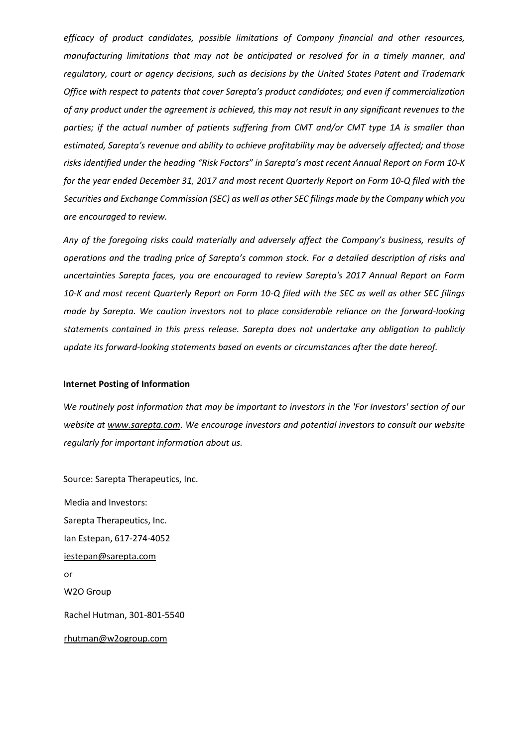*efficacy of product candidates, possible limitations of Company financial and other resources, manufacturing limitations that may not be anticipated or resolved for in a timely manner, and regulatory, court or agency decisions, such as decisions by the United States Patent and Trademark Office with respect to patents that cover Sarepta's product candidates; and even if commercialization of any product under the agreement is achieved, this may not result in any significant revenues to the parties; if the actual number of patients suffering from CMT and/or CMT type 1A is smaller than estimated, Sarepta's revenue and ability to achieve profitability may be adversely affected; and those risks identified under the heading "Risk Factors" in Sarepta's most recent Annual Report on Form 10-K for the year ended December 31, 2017 and most recent Quarterly Report on Form 10-Q filed with the Securities and Exchange Commission (SEC) as well as other SEC filings made by the Company which you are encouraged to review.*

*Any of the foregoing risks could materially and adversely affect the Company's business, results of operations and the trading price of Sarepta's common stock. For a detailed description of risks and uncertainties Sarepta faces, you are encouraged to review Sarepta's 2017 Annual Report on Form 10-K and most recent Quarterly Report on Form 10-Q filed with the SEC as well as other SEC filings made by Sarepta. We caution investors not to place considerable reliance on the forward-looking statements contained in this press release. Sarepta does not undertake any obligation to publicly update its forward-looking statements based on events or circumstances after the date hereof.*

**Internet Posting of Information**

*We routinely post information that may be important to investors in the 'For Investors' section of our website at www.sarepta.com. We encourage investors and potential investors to consult our website regularly for important information about us.*

Source: Sarepta Therapeutics, Inc.

Media and Investors:
Sarepta Therapeutics, Inc.
Ian Estepan, 617-274-4052
iestepan@sarepta.com
or
W2O Group
Rachel Hutman, 301-801-5540
rhutman@w2ogroup.com